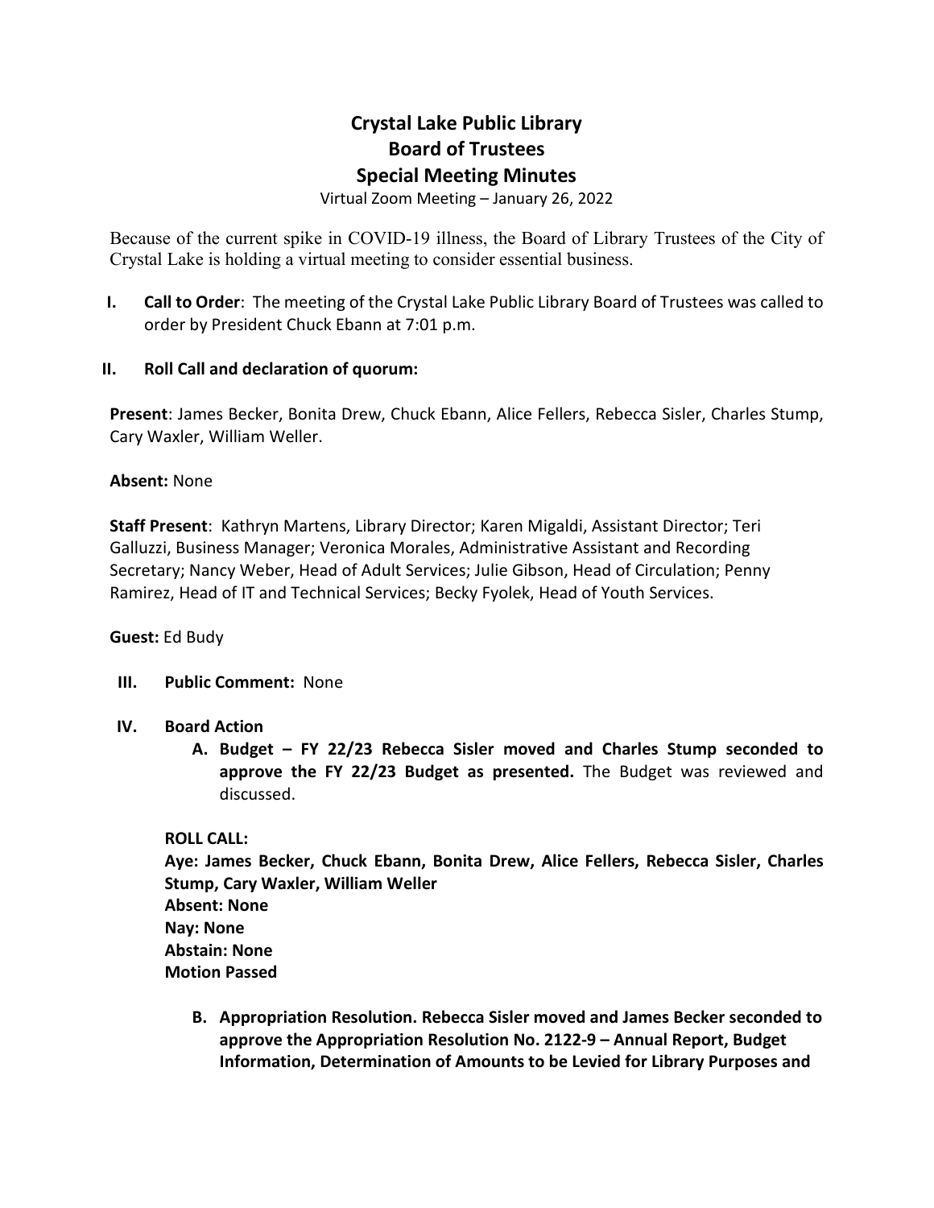# Crystal Lake Public Library
# Board of Trustees
# Special Meeting Minutes

Virtual Zoom Meeting – January 26, 2022

Because of the current spike in COVID-19 illness, the Board of Library Trustees of the City of Crystal Lake is holding a virtual meeting to consider essential business.

**I. Call to Order**: The meeting of the Crystal Lake Public Library Board of Trustees was called to order by President Chuck Ebann at 7:01 p.m.

**II. Roll Call and declaration of quorum:**

**Present**: James Becker, Bonita Drew, Chuck Ebann, Alice Fellers, Rebecca Sisler, Charles Stump, Cary Waxler, William Weller.

**Absent:** None

**Staff Present**: Kathryn Martens, Library Director; Karen Migaldi, Assistant Director; Teri Galluzzi, Business Manager; Veronica Morales, Administrative Assistant and Recording Secretary; Nancy Weber, Head of Adult Services; Julie Gibson, Head of Circulation; Penny Ramirez, Head of IT and Technical Services; Becky Fyolek, Head of Youth Services.

**Guest:** Ed Budy

**III. Public Comment:** None

**IV. Board Action**

**A. Budget – FY 22/23 Rebecca Sisler moved and Charles Stump seconded to approve the FY 22/23 Budget as presented.** The Budget was reviewed and discussed.

**ROLL CALL:**
**Aye: James Becker, Chuck Ebann, Bonita Drew, Alice Fellers, Rebecca Sisler, Charles Stump, Cary Waxler, William Weller**
**Absent: None**
**Nay: None**
**Abstain: None**
**Motion Passed**

**B. Appropriation Resolution. Rebecca Sisler moved and James Becker seconded to approve the Appropriation Resolution No. 2122-9 – Annual Report, Budget Information, Determination of Amounts to be Levied for Library Purposes and**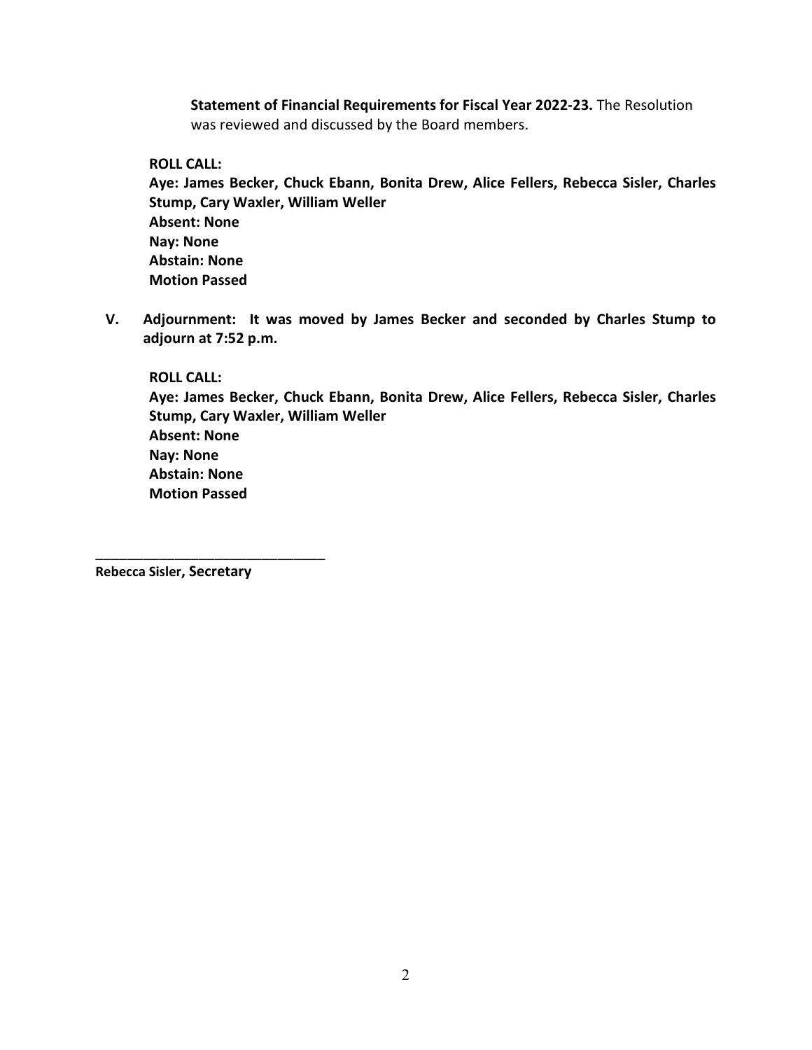**Statement of Financial Requirements for Fiscal Year 2022-23.** The Resolution was reviewed and discussed by the Board members.

**ROLL CALL:**
**Aye: James Becker, Chuck Ebann, Bonita Drew, Alice Fellers, Rebecca Sisler, Charles Stump, Cary Waxler, William Weller**
**Absent: None**
**Nay: None**
**Abstain: None**
**Motion Passed**

**V. Adjournment: It was moved by James Becker and seconded by Charles Stump to adjourn at 7:52 p.m.**

**ROLL CALL:**
**Aye: James Becker, Chuck Ebann, Bonita Drew, Alice Fellers, Rebecca Sisler, Charles Stump, Cary Waxler, William Weller**
**Absent: None**
**Nay: None**
**Abstain: None**
**Motion Passed**

______________________________
**Rebecca Sisler, Secretary**